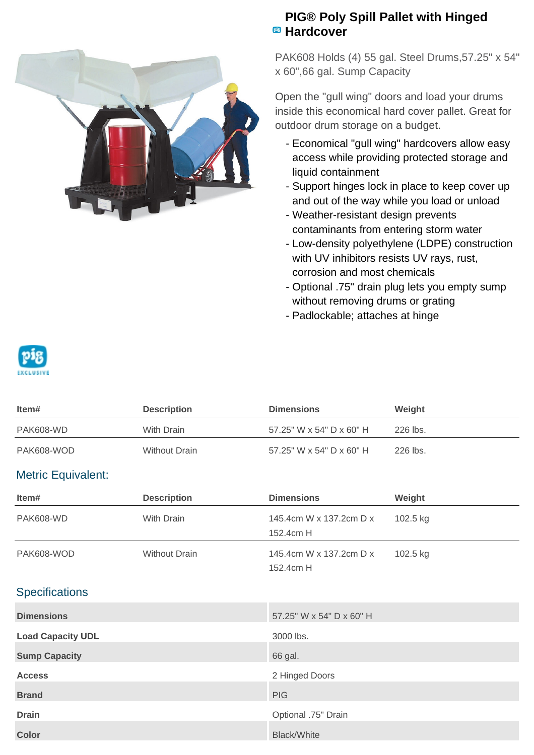# PIG® Poly Spill Pallet with Hinged Hardcover

PAK608 Holds (4) 55 gal. Steel Drums,57.25" x 54" x 60",66 gal. Sump Capacity

Open the "gull wing" doors and load your drums inside this economical hard cover pallet. Great for outdoor drum storage on a budget.

- Economical "gull wing" hardcovers allow easy access while providing protected storage and liquid containment
- Support hinges lock in place to keep cover up and out of the way while you load or unload
- Weather-resistant design prevents contaminants from entering storm water
- Low-density polyethylene (LDPE) construction with UV inhibitors resists UV rays, rust, corrosion and most chemicals
- Optional .75" drain plug lets you empty sump without removing drums or grating
- Padlockable; attaches at hinge

| Item# | Description | Dimensions | Weight |
| --- | --- | --- | --- |
| PAK608-WD | With Drain | 57.25" W x 54" D x 60" H | 226 lbs. |
| PAK608-WOD | Without Drain | 57.25" W x 54" D x 60" H | 226 lbs. |

## Metric Equivalent:

| Item# | Description | Dimensions | Weight |
| --- | --- | --- | --- |
| PAK608-WD | With Drain | 145.4cm W x 137.2cm D x 152.4cm H | 102.5 kg |
| PAK608-WOD | Without Drain | 145.4cm W x 137.2cm D x 152.4cm H | 102.5 kg |

## Specifications

| | |
| --- | --- |
| **Dimensions** | 57.25" W x 54" D x 60" H |
| **Load Capacity UDL** | 3000 lbs. |
| **Sump Capacity** | 66 gal. |
| **Access** | 2 Hinged Doors |
| **Brand** | PIG |
| **Drain** | Optional .75" Drain |
| **Color** | Black/White |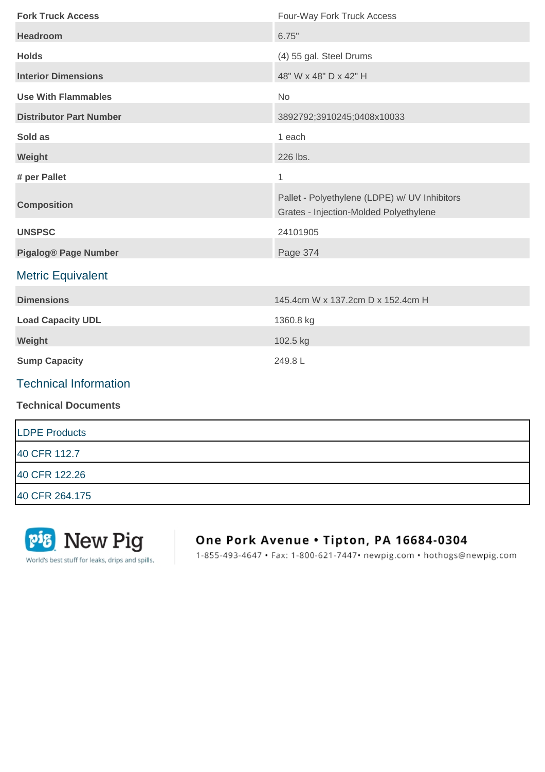| | |
|---|---|
| **Fork Truck Access** | Four-Way Fork Truck Access |
| **Headroom** | 6.75" |
| **Holds** | (4) 55 gal. Steel Drums |
| **Interior Dimensions** | 48" W x 48" D x 42" H |
| **Use With Flammables** | No |
| **Distributor Part Number** | 3892792;3910245;0408x10033 |
| **Sold as** | 1 each |
| **Weight** | 226 lbs. |
| **# per Pallet** | 1 |
| **Composition** | Pallet - Polyethylene (LDPE) w/ UV Inhibitors<br>Grates - Injection-Molded Polyethylene |
| **UNSPSC** | 24101905 |
| **Pigalog® Page Number** | Page 374 |

## Metric Equivalent

| | |
|---|---|
| **Dimensions** | 145.4cm W x 137.2cm D x 152.4cm H |
| **Load Capacity UDL** | 1360.8 kg |
| **Weight** | 102.5 kg |
| **Sump Capacity** | 249.8 L |

## Technical Information

### Technical Documents

| |
|---|
| LDPE Products |
| 40 CFR 112.7 |
| 40 CFR 122.26 |
| 40 CFR 264.175 |

New Pig
World's best stuff for leaks, drips and spills.

One Pork Avenue • Tipton, PA 16684-0304
1-855-493-4647 • Fax: 1-800-621-7447• newpig.com • hothogs@newpig.com